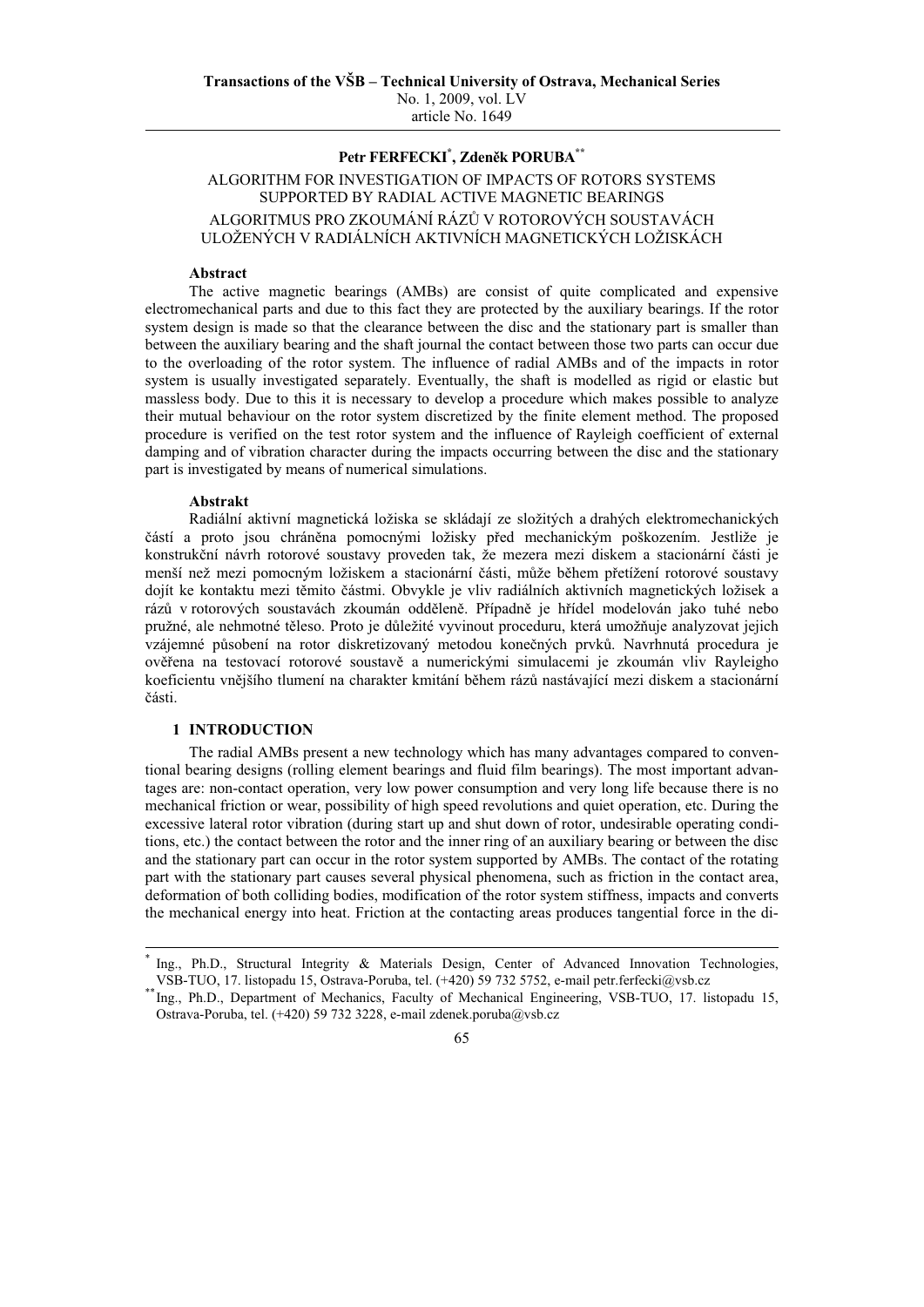**Transactions of the VŠB – Technical University of Ostrava, Mechanical Series**
No. 1, 2009, vol. LV
article No. 1649

**Petr FERFECKI[*], Zdeněk PORUBA[**]**

# ALGORITHM FOR INVESTIGATION OF IMPACTS OF ROTORS SYSTEMS SUPPORTED BY RADIAL ACTIVE MAGNETIC BEARINGS

# ALGORITMUS PRO ZKOUMÁNÍ RÁZŮ V ROTOROVÝCH SOUSTAVÁCH ULOŽENÝCH V RADIÁLNÍCH AKTIVNÍCH MAGNETICKÝCH LOŽISKÁCH

**Abstract**

The active magnetic bearings (AMBs) are consist of quite complicated and expensive electromechanical parts and due to this fact they are protected by the auxiliary bearings. If the rotor system design is made so that the clearance between the disc and the stationary part is smaller than between the auxiliary bearing and the shaft journal the contact between those two parts can occur due to the overloading of the rotor system. The influence of radial AMBs and of the impacts in rotor system is usually investigated separately. Eventually, the shaft is modelled as rigid or elastic but massless body. Due to this it is necessary to develop a procedure which makes possible to analyze their mutual behaviour on the rotor system discretized by the finite element method. The proposed procedure is verified on the test rotor system and the influence of Rayleigh coefficient of external damping and of vibration character during the impacts occurring between the disc and the stationary part is investigated by means of numerical simulations.

**Abstrakt**

Radiální aktivní magnetická ložiska se skládají ze složitých a drahých elektromechanických částí a proto jsou chráněna pomocnými ložisky před mechanickým poškozením. Jestliže je konstrukční návrh rotorové soustavy proveden tak, že mezera mezi diskem a stacionární části je menší než mezi pomocným ložiskem a stacionární části, může během přetížení rotorové soustavy dojít ke kontaktu mezi těmito částmi. Obvykle je vliv radiálních aktivních magnetických ložisek a rázů v rotorových soustavách zkoumán odděleně. Případně je hřídel modelován jako tuhé nebo pružné, ale nehmotné těleso. Proto je důležité vyvinout proceduru, která umožňuje analyzovat jejich vzájemné působení na rotor diskretizovaný metodou konečných prvků. Navrhnutá procedura je ověřena na testovací rotorové soustavě a numerickými simulacemi je zkoumán vliv Rayleigho koeficientu vnějšího tlumení na charakter kmitání během rázů nastávající mezi diskem a stacionární části.

## 1 INTRODUCTION

The radial AMBs present a new technology which has many advantages compared to conventional bearing designs (rolling element bearings and fluid film bearings). The most important advantages are: non-contact operation, very low power consumption and very long life because there is no mechanical friction or wear, possibility of high speed revolutions and quiet operation, etc. During the excessive lateral rotor vibration (during start up and shut down of rotor, undesirable operating conditions, etc.) the contact between the rotor and the inner ring of an auxiliary bearing or between the disc and the stationary part can occur in the rotor system supported by AMBs. The contact of the rotating part with the stationary part causes several physical phenomena, such as friction in the contact area, deformation of both colliding bodies, modification of the rotor system stiffness, impacts and converts the mechanical energy into heat. Friction at the contacting areas produces tangential force in the di-

---

[*] Ing., Ph.D., Structural Integrity & Materials Design, Center of Advanced Innovation Technologies, VSB-TUO, 17. listopadu 15, Ostrava-Poruba, tel. (+420) 59 732 5752, e-mail petr.ferfecki@vsb.cz

[**] Ing., Ph.D., Department of Mechanics, Faculty of Mechanical Engineering, VSB-TUO, 17. listopadu 15, Ostrava-Poruba, tel. (+420) 59 732 3228, e-mail zdenek.poruba@vsb.cz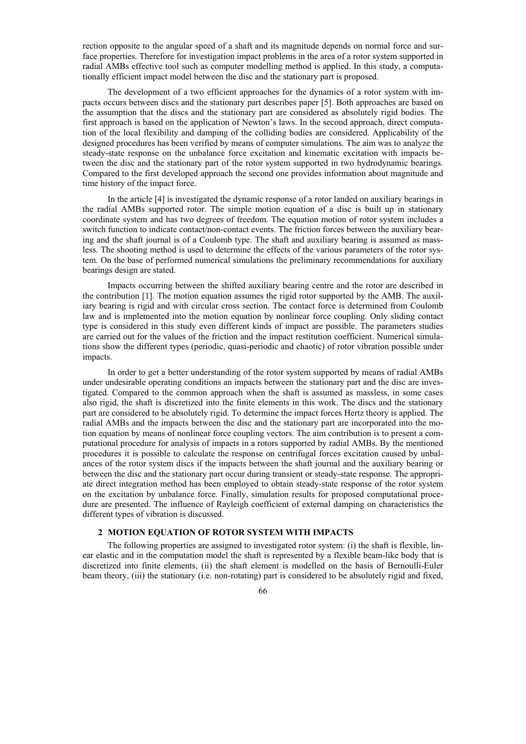rection opposite to the angular speed of a shaft and its magnitude depends on normal force and surface properties. Therefore for investigation impact problems in the area of a rotor system supported in radial AMBs effective tool such as computer modelling method is applied. In this study, a computationally efficient impact model between the disc and the stationary part is proposed.

The development of a two efficient approaches for the dynamics of a rotor system with impacts occurs between discs and the stationary part describes paper [5]. Both approaches are based on the assumption that the discs and the stationary part are considered as absolutely rigid bodies. The first approach is based on the application of Newton's laws. In the second approach, direct computation of the local flexibility and damping of the colliding bodies are considered. Applicability of the designed procedures has been verified by means of computer simulations. The aim was to analyze the steady-state response on the unbalance force excitation and kinematic excitation with impacts between the disc and the stationary part of the rotor system supported in two hydrodynamic bearings. Compared to the first developed approach the second one provides information about magnitude and time history of the impact force.

In the article [4] is investigated the dynamic response of a rotor landed on auxiliary bearings in the radial AMBs supported rotor. The simple motion equation of a disc is built up in stationary coordinate system and has two degrees of freedom. The equation motion of rotor system includes a switch function to indicate contact/non-contact events. The friction forces between the auxiliary bearing and the shaft journal is of a Coulomb type. The shaft and auxiliary bearing is assumed as massless. The shooting method is used to determine the effects of the various parameters of the rotor system. On the base of performed numerical simulations the preliminary recommendations for auxiliary bearings design are stated.

Impacts occurring between the shifted auxiliary bearing centre and the rotor are described in the contribution [1]. The motion equation assumes the rigid rotor supported by the AMB. The auxiliary bearing is rigid and with circular cross section. The contact force is determined from Coulomb law and is implemented into the motion equation by nonlinear force coupling. Only sliding contact type is considered in this study even different kinds of impact are possible. The parameters studies are carried out for the values of the friction and the impact restitution coefficient. Numerical simulations show the different types (periodic, quasi-periodic and chaotic) of rotor vibration possible under impacts.

In order to get a better understanding of the rotor system supported by means of radial AMBs under undesirable operating conditions an impacts between the stationary part and the disc are investigated. Compared to the common approach when the shaft is assumed as massless, in some cases also rigid, the shaft is discretized into the finite elements in this work. The discs and the stationary part are considered to be absolutely rigid. To determine the impact forces Hertz theory is applied. The radial AMBs and the impacts between the disc and the stationary part are incorporated into the motion equation by means of nonlinear force coupling vectors. The aim contribution is to present a computational procedure for analysis of impacts in a rotors supported by radial AMBs. By the mentioned procedures it is possible to calculate the response on centrifugal forces excitation caused by unbalances of the rotor system discs if the impacts between the shaft journal and the auxiliary bearing or between the disc and the stationary part occur during transient or steady-state response. The appropriate direct integration method has been employed to obtain steady-state response of the rotor system on the excitation by unbalance force. Finally, simulation results for proposed computational procedure are presented. The influence of Rayleigh coefficient of external damping on characteristics the different types of vibration is discussed.

## 2 MOTION EQUATION OF ROTOR SYSTEM WITH IMPACTS

The following properties are assigned to investigated rotor system: (i) the shaft is flexible, linear elastic and in the computation model the shaft is represented by a flexible beam-like body that is discretized into finite elements, (ii) the shaft element is modelled on the basis of Bernoulli-Euler beam theory, (iii) the stationary (i.e. non-rotating) part is considered to be absolutely rigid and fixed,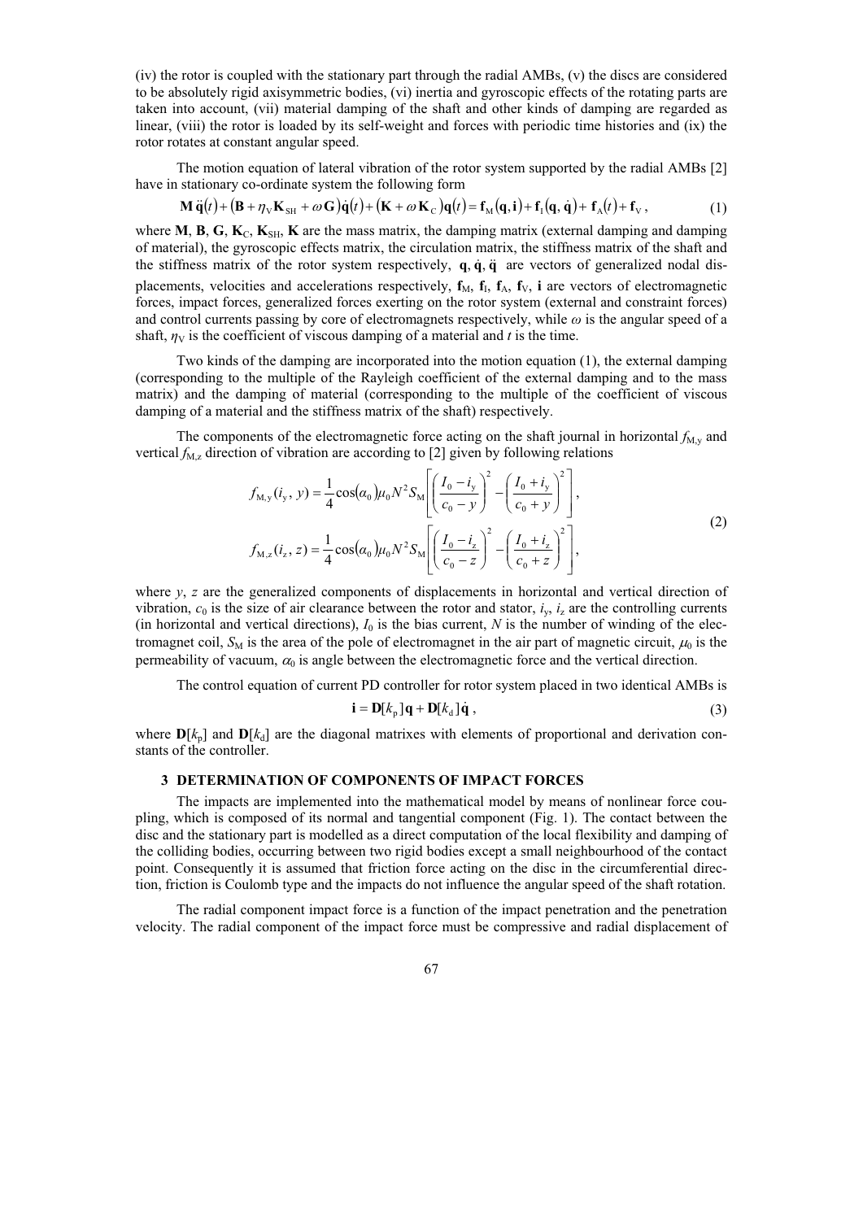(iv) the rotor is coupled with the stationary part through the radial AMBs, (v) the discs are considered to be absolutely rigid axisymmetric bodies, (vi) inertia and gyroscopic effects of the rotating parts are taken into account, (vii) material damping of the shaft and other kinds of damping are regarded as linear, (viii) the rotor is loaded by its self-weight and forces with periodic time histories and (ix) the rotor rotates at constant angular speed.

The motion equation of lateral vibration of the rotor system supported by the radial AMBs [2] have in stationary co-ordinate system the following form

$$\mathbf{M}\,\ddot{\mathbf{q}}(t) + \left(\mathbf{B} + \eta_{\mathrm{V}}\mathbf{K}_{\mathrm{SH}} + \omega\,\mathbf{G}\right)\dot{\mathbf{q}}(t) + \left(\mathbf{K} + \omega\,\mathbf{K}_{\mathrm{C}}\right)\mathbf{q}(t) = \mathbf{f}_{\mathrm{M}}(\mathbf{q}, \mathbf{i}) + \mathbf{f}_{\mathrm{I}}(\mathbf{q}, \dot{\mathbf{q}}) + \mathbf{f}_{\mathrm{A}}(t) + \mathbf{f}_{\mathrm{V}}\,, \tag{1}$$

where $\mathbf{M}$, $\mathbf{B}$, $\mathbf{G}$, $\mathbf{K}_{\mathrm{C}}$, $\mathbf{K}_{\mathrm{SH}}$, $\mathbf{K}$ are the mass matrix, the damping matrix (external damping and damping of material), the gyroscopic effects matrix, the circulation matrix, the stiffness matrix of the shaft and the stiffness matrix of the rotor system respectively, $\mathbf{q}, \dot{\mathbf{q}}, \ddot{\mathbf{q}}$ are vectors of generalized nodal displacements, velocities and accelerations respectively, $\mathbf{f}_{\mathrm{M}}$, $\mathbf{f}_{\mathrm{I}}$, $\mathbf{f}_{\mathrm{A}}$, $\mathbf{f}_{\mathrm{V}}$, $\mathbf{i}$ are vectors of electromagnetic forces, impact forces, generalized forces exerting on the rotor system (external and constraint forces) and control currents passing by core of electromagnets respectively, while $\omega$ is the angular speed of a shaft, $\eta_{\mathrm{V}}$ is the coefficient of viscous damping of a material and $t$ is the time.

Two kinds of the damping are incorporated into the motion equation (1), the external damping (corresponding to the multiple of the Rayleigh coefficient of the external damping and to the mass matrix) and the damping of material (corresponding to the multiple of the coefficient of viscous damping of a material and the stiffness matrix of the shaft) respectively.

The components of the electromagnetic force acting on the shaft journal in horizontal $f_{\mathrm{M,y}}$ and vertical $f_{\mathrm{M,z}}$ direction of vibration are according to [2] given by following relations

$$f_{\mathrm{M,y}}(i_{\mathrm{y}}, y) = \frac{1}{4}\cos(\alpha_0)\mu_0 N^2 S_{\mathrm{M}}\left[\left(\frac{I_0 - i_{\mathrm{y}}}{c_0 - y}\right)^2 - \left(\frac{I_0 + i_{\mathrm{y}}}{c_0 + y}\right)^2\right],$$
$$f_{\mathrm{M,z}}(i_z, z) = \frac{1}{4}\cos(\alpha_0)\mu_0 N^2 S_{\mathrm{M}}\left[\left(\frac{I_0 - i_{\mathrm{z}}}{c_0 - z}\right)^2 - \left(\frac{I_0 + i_{\mathrm{z}}}{c_0 + z}\right)^2\right], \tag{2}$$

where $y$, $z$ are the generalized components of displacements in horizontal and vertical direction of vibration, $c_0$ is the size of air clearance between the rotor and stator, $i_y$, $i_z$ are the controlling currents (in horizontal and vertical directions), $I_0$ is the bias current, $N$ is the number of winding of the electromagnet coil, $S_{\mathrm{M}}$ is the area of the pole of electromagnet in the air part of magnetic circuit, $\mu_0$ is the permeability of vacuum, $\alpha_0$ is angle between the electromagnetic force and the vertical direction.

The control equation of current PD controller for rotor system placed in two identical AMBs is

$$\mathbf{i} = \mathbf{D}[k_{\mathrm{p}}]\,\mathbf{q} + \mathbf{D}[k_{\mathrm{d}}]\,\dot{\mathbf{q}}\,, \tag{3}$$

where $\mathbf{D}[k_{\mathrm{p}}]$ and $\mathbf{D}[k_{\mathrm{d}}]$ are the diagonal matrixes with elements of proportional and derivation constants of the controller.

## 3 DETERMINATION OF COMPONENTS OF IMPACT FORCES

The impacts are implemented into the mathematical model by means of nonlinear force coupling, which is composed of its normal and tangential component (Fig. 1). The contact between the disc and the stationary part is modelled as a direct computation of the local flexibility and damping of the colliding bodies, occurring between two rigid bodies except a small neighbourhood of the contact point. Consequently it is assumed that friction force acting on the disc in the circumferential direction, friction is Coulomb type and the impacts do not influence the angular speed of the shaft rotation.

The radial component impact force is a function of the impact penetration and the penetration velocity. The radial component of the impact force must be compressive and radial displacement of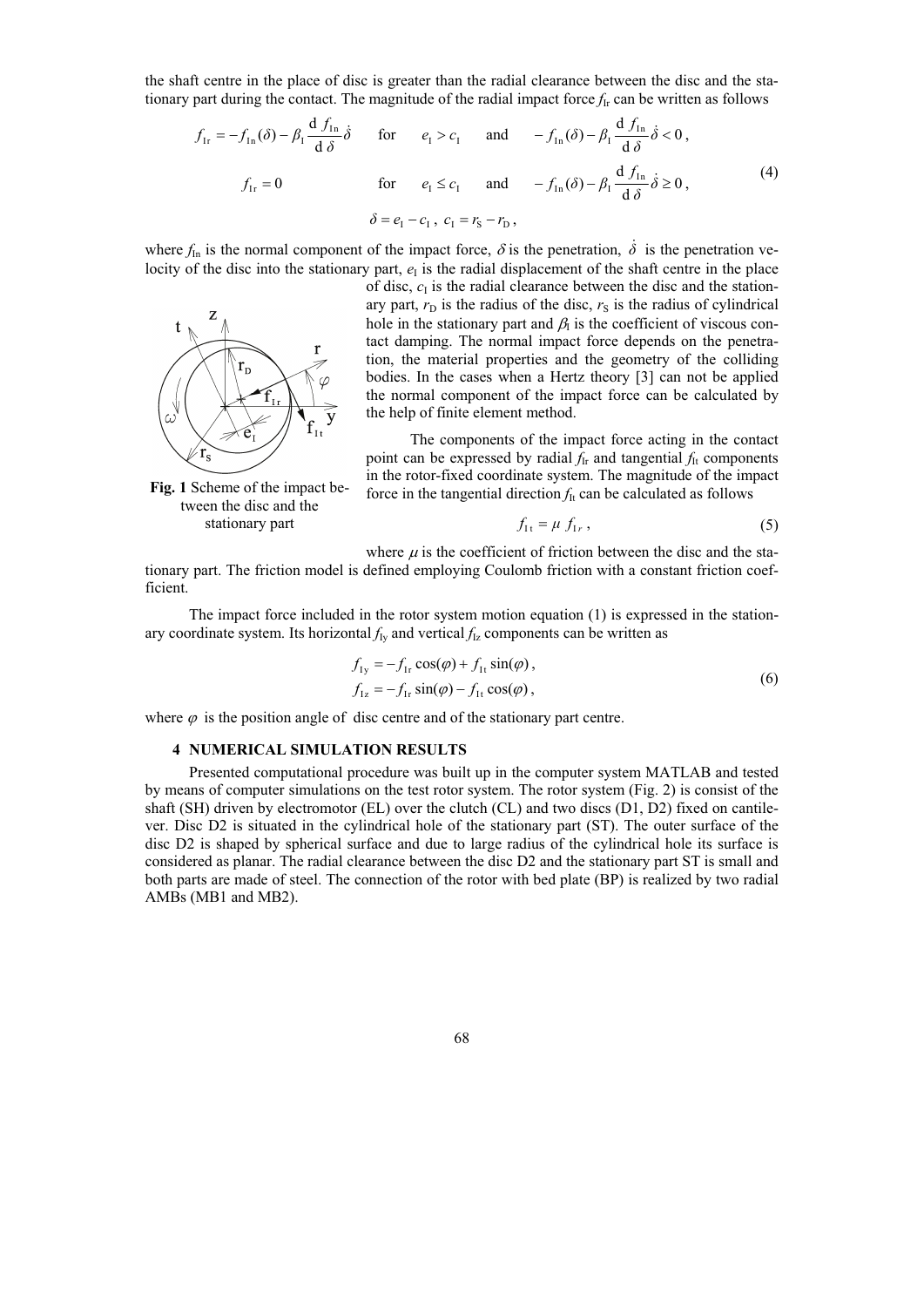the shaft centre in the place of disc is greater than the radial clearance between the disc and the stationary part during the contact. The magnitude of the radial impact force $f_{\mathrm{Ir}}$ can be written as follows

$$
\begin{aligned}
f_{\mathrm{Ir}} &= -f_{\mathrm{In}}(\delta) - \beta_{\mathrm{I}} \frac{\mathrm{d}\, f_{\mathrm{In}}}{\mathrm{d}\,\delta}\dot{\delta} \qquad \text{for} \quad e_{\mathrm{I}} > c_{\mathrm{I}} \quad \text{and} \quad -f_{\mathrm{In}}(\delta) - \beta_{\mathrm{I}} \frac{\mathrm{d}\, f_{\mathrm{In}}}{\mathrm{d}\,\delta}\dot{\delta} < 0\,, \\
f_{\mathrm{Ir}} &= 0 \qquad \text{for} \quad e_{\mathrm{I}} \le c_{\mathrm{I}} \quad \text{and} \quad -f_{\mathrm{In}}(\delta) - \beta_{\mathrm{I}} \frac{\mathrm{d}\, f_{\mathrm{In}}}{\mathrm{d}\,\delta}\dot{\delta} \ge 0\,, \\
& \delta = e_{\mathrm{I}} - c_{\mathrm{I}}\,,\ c_{\mathrm{I}} = r_{\mathrm{S}} - r_{\mathrm{D}}\,,
\end{aligned}
\tag{4}
$$

where $f_{\mathrm{In}}$ is the normal component of the impact force, $\delta$ is the penetration, $\dot{\delta}$ is the penetration velocity of the disc into the stationary part, $e_{\mathrm{I}}$ is the radial displacement of the shaft centre in the place of disc, $c_{\mathrm{I}}$ is the radial clearance between the disc and the stationary part, $r_{\mathrm{D}}$ is the radius of the disc, $r_{\mathrm{S}}$ is the radius of cylindrical hole in the stationary part and $\beta_{\mathrm{I}}$ is the coefficient of viscous contact damping. The normal impact force depends on the penetration, the material properties and the geometry of the colliding bodies. In the cases when a Hertz theory [3] can not be applied the normal component of the impact force can be calculated by the help of finite element method.

t
z
r
$r_D$
$\varphi$
$f_{Ir}$
$\omega$
y
$e_I$
$f_{It}$
$r_S$

**Fig. 1** Scheme of the impact between the disc and the stationary part

The components of the impact force acting in the contact point can be expressed by radial $f_{\mathrm{Ir}}$ and tangential $f_{\mathrm{It}}$ components in the rotor-fixed coordinate system. The magnitude of the impact force in the tangential direction $f_{\mathrm{It}}$ can be calculated as follows

$$
f_{\mathrm{It}} = \mu\, f_{\mathrm{I}r}\,,
\tag{5}
$$

where $\mu$ is the coefficient of friction between the disc and the stationary part. The friction model is defined employing Coulomb friction with a constant friction coefficient.

The impact force included in the rotor system motion equation (1) is expressed in the stationary coordinate system. Its horizontal $f_{\mathrm{Iy}}$ and vertical $f_{\mathrm{Iz}}$ components can be written as

$$
\begin{aligned}
f_{\mathrm{Iy}} &= -f_{\mathrm{Ir}}\cos(\varphi) + f_{\mathrm{It}}\sin(\varphi)\,, \\
f_{\mathrm{Iz}} &= -f_{\mathrm{Ir}}\sin(\varphi) - f_{\mathrm{It}}\cos(\varphi)\,,
\end{aligned}
\tag{6}
$$

where $\varphi$ is the position angle of disc centre and of the stationary part centre.

## 4 NUMERICAL SIMULATION RESULTS

Presented computational procedure was built up in the computer system MATLAB and tested by means of computer simulations on the test rotor system. The rotor system (Fig. 2) is consist of the shaft (SH) driven by electromotor (EL) over the clutch (CL) and two discs (D1, D2) fixed on cantilever. Disc D2 is situated in the cylindrical hole of the stationary part (ST). The outer surface of the disc D2 is shaped by spherical surface and due to large radius of the cylindrical hole its surface is considered as planar. The radial clearance between the disc D2 and the stationary part ST is small and both parts are made of steel. The connection of the rotor with bed plate (BP) is realized by two radial AMBs (MB1 and MB2).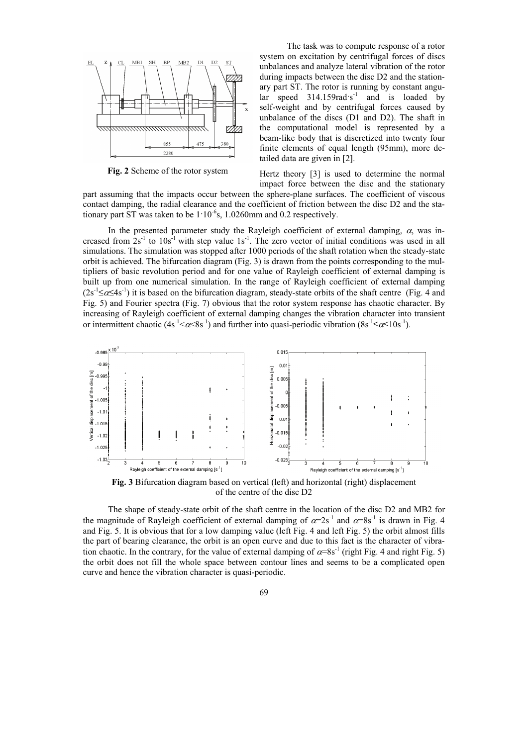EL Z CL MB1 SH BP MB2 D1 D2 ST

x

855 475 380

2280

**Fig. 2** Scheme of the rotor system

The task was to compute response of a rotor system on excitation by centrifugal forces of discs unbalances and analyze lateral vibration of the rotor during impacts between the disc D2 and the stationary part ST. The rotor is running by constant angular speed $314.159\text{rad}\cdot\text{s}^{-1}$ and is loaded by self-weight and by centrifugal forces caused by unbalance of the discs (D1 and D2). The shaft in the computational model is represented by a beam-like body that is discretized into twenty four finite elements of equal length (95mm), more detailed data are given in [2].

Hertz theory [3] is used to determine the normal impact force between the disc and the stationary part assuming that the impacts occur between the sphere-plane surfaces. The coefficient of viscous contact damping, the radial clearance and the coefficient of friction between the disc D2 and the stationary part ST was taken to be $1\cdot10^{-6}$s, 1.0260mm and 0.2 respectively.

In the presented parameter study the Rayleigh coefficient of external damping, $\alpha$, was increased from $2\text{s}^{-1}$ to $10\text{s}^{-1}$ with step value $1\text{s}^{-1}$. The zero vector of initial conditions was used in all simulations. The simulation was stopped after 1000 periods of the shaft rotation when the steady-state orbit is achieved. The bifurcation diagram (Fig. 3) is drawn from the points corresponding to the multipliers of basic revolution period and for one value of Rayleigh coefficient of external damping is built up from one numerical simulation. In the range of Rayleigh coefficient of external damping ($2\text{s}^{-1}\leq\alpha\leq4\text{s}^{-1}$) it is based on the bifurcation diagram, steady-state orbits of the shaft centre (Fig. 4 and Fig. 5) and Fourier spectra (Fig. 7) obvious that the rotor system response has chaotic character. By increasing of Rayleigh coefficient of external damping changes the vibration character into transient or intermittent chaotic ($4\text{s}^{-1}<\alpha<8\text{s}^{-1}$) and further into quasi-periodic vibration ($8\text{s}^{-1}\leq\alpha\leq10\text{s}^{-1}$).

x 10^-3

Vertical displacement of the disc [m]

-0.985 -0.99 -0.995 -1 -1.005 -1.01 -1.015 -1.02 -1.025 -1.03

Rayleigh coefficient of the external damping [s^-1]

2 3 4 5 6 7 8 9 10

Horizontal displacement of the disc [m]

0.015 0.01 0.005 0 -0.005 -0.01 -0.015 -0.02 -0.025

Rayleigh coefficient of the external damping [s^-1]

2 3 4 5 6 7 8 9 10

**Fig. 3** Bifurcation diagram based on vertical (left) and horizontal (right) displacement of the centre of the disc D2

The shape of steady-state orbit of the shaft centre in the location of the disc D2 and MB2 for the magnitude of Rayleigh coefficient of external damping of $\alpha=2\text{s}^{-1}$ and $\alpha=8\text{s}^{-1}$ is drawn in Fig. 4 and Fig. 5. It is obvious that for a low damping value (left Fig. 4 and left Fig. 5) the orbit almost fills the part of bearing clearance, the orbit is an open curve and due to this fact is the character of vibration chaotic. In the contrary, for the value of external damping of $\alpha=8\text{s}^{-1}$ (right Fig. 4 and right Fig. 5) the orbit does not fill the whole space between contour lines and seems to be a complicated open curve and hence the vibration character is quasi-periodic.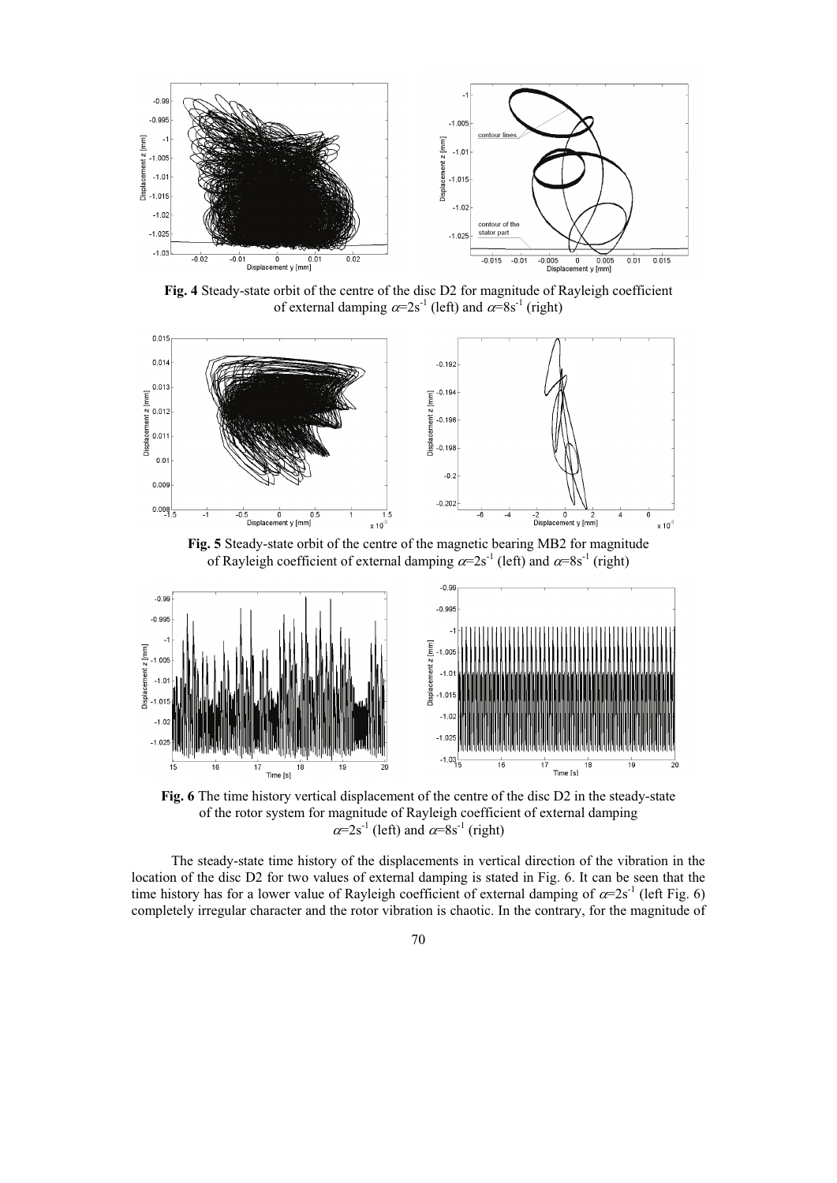-0.99
-0.995
-1
-1.005
-1.01
-1.015
-1.02
-1.025
-1.03
Displacement z [mm]
-0.02 -0.01 0 0.01 0.02
Displacement y [mm]

-1
-1.005
-1.01
-1.015
-1.02
-1.025
Displacement z [mm]
contour lines
contour of the stator part
-0.015 -0.01 -0.005 0 0.005 0.01 0.015
Displacement y [mm]

**Fig. 4** Steady-state orbit of the centre of the disc D2 for magnitude of Rayleigh coefficient of external damping $\alpha$=2s$^{-1}$ (left) and $\alpha$=8s$^{-1}$ (right)

0.015
0.014
0.013
0.012
0.011
0.01
0.009
0.008
Displacement z [mm]
-1.5 -1 -0.5 0 0.5 1 1.5
Displacement y [mm]
x 10$^{-3}$

-0.192
-0.194
-0.196
-0.198
-0.2
-0.202
Displacement z [mm]
-6 -4 -2 0 2 4 6
Displacement y [mm]
x 10$^{-3}$

**Fig. 5** Steady-state orbit of the centre of the magnetic bearing MB2 for magnitude of Rayleigh coefficient of external damping $\alpha$=2s$^{-1}$ (left) and $\alpha$=8s$^{-1}$ (right)

-0.99
-0.995
-1
-1.005
-1.01
-1.015
-1.02
-1.025
Displacement z [mm]
15 16 17 18 19 20
Time [s]

-0.99
-0.995
-1
-1.005
-1.01
-1.015
-1.02
-1.025
-1.03
Displacement z [mm]
15 16 17 18 19 20
Time [s]

**Fig. 6** The time history vertical displacement of the centre of the disc D2 in the steady-state of the rotor system for magnitude of Rayleigh coefficient of external damping $\alpha$=2s$^{-1}$ (left) and $\alpha$=8s$^{-1}$ (right)

The steady-state time history of the displacements in vertical direction of the vibration in the location of the disc D2 for two values of external damping is stated in Fig. 6. It can be seen that the time history has for a lower value of Rayleigh coefficient of external damping of $\alpha$=2s$^{-1}$ (left Fig. 6) completely irregular character and the rotor vibration is chaotic. In the contrary, for the magnitude of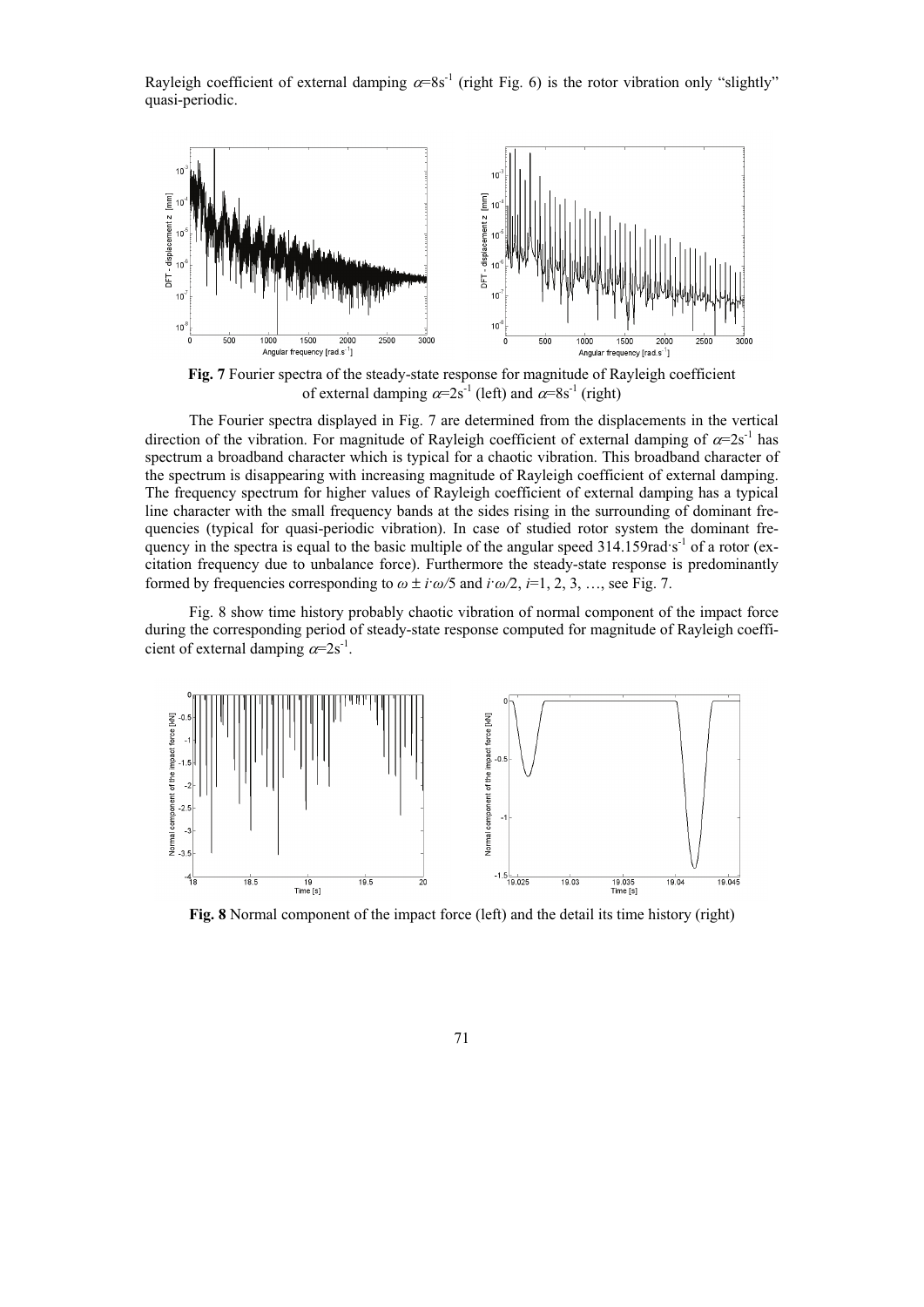Rayleigh coefficient of external damping $\alpha$=8s$^{-1}$ (right Fig. 6) is the rotor vibration only "slightly" quasi-periodic.

$10^{-3}$
$10^{-4}$
$10^{-5}$
$10^{-6}$
$10^{-7}$
$10^{-8}$
DFT - displacement z [mm]
0 500 1000 1500 2000 2500 3000
Angular frequency [rad.s$^{-1}$]

$10^{-3}$
$10^{-4}$
$10^{-5}$
$10^{-6}$
$10^{-7}$
$10^{-8}$
DFT - displacement z [mm]
0 500 1000 1500 2000 2500 3000
Angular frequency [rad.s$^{-1}$]

**Fig. 7** Fourier spectra of the steady-state response for magnitude of Rayleigh coefficient of external damping $\alpha$=2s$^{-1}$ (left) and $\alpha$=8s$^{-1}$ (right)

The Fourier spectra displayed in Fig. 7 are determined from the displacements in the vertical direction of the vibration. For magnitude of Rayleigh coefficient of external damping of $\alpha$=2s$^{-1}$ has spectrum a broadband character which is typical for a chaotic vibration. This broadband character of the spectrum is disappearing with increasing magnitude of Rayleigh coefficient of external damping. The frequency spectrum for higher values of Rayleigh coefficient of external damping has a typical line character with the small frequency bands at the sides rising in the surrounding of dominant frequencies (typical for quasi-periodic vibration). In case of studied rotor system the dominant frequency in the spectra is equal to the basic multiple of the angular speed 314.159rad·s$^{-1}$ of a rotor (excitation frequency due to unbalance force). Furthermore the steady-state response is predominantly formed by frequencies corresponding to $\omega \pm i{\cdot}\omega/5$ and $i{\cdot}\omega/2$, $i$=1, 2, 3, …, see Fig. 7.

Fig. 8 show time history probably chaotic vibration of normal component of the impact force during the corresponding period of steady-state response computed for magnitude of Rayleigh coefficient of external damping $\alpha$=2s$^{-1}$.

0
-0.5
-1
-1.5
-2
-2.5
-3
-3.5
-4
Normal component of the impact force [kN]
18 18.5 19 19.5 20
Time [s]

0
-0.5
-1
-1.5
Normal component of the impact force [kN]
19.025 19.03 19.035 19.04 19.045
Time [s]

**Fig. 8** Normal component of the impact force (left) and the detail its time history (right)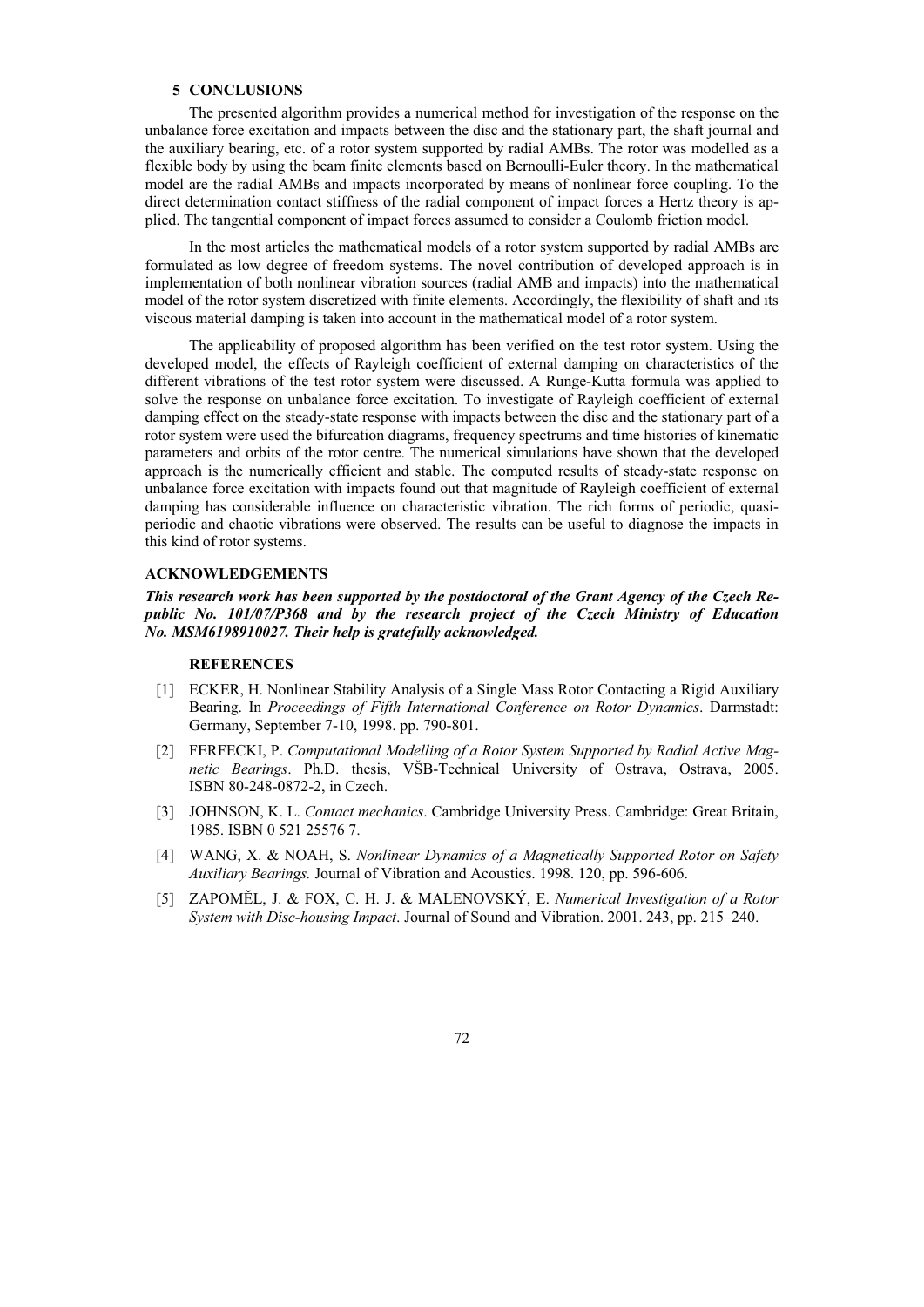## 5 CONCLUSIONS

The presented algorithm provides a numerical method for investigation of the response on the unbalance force excitation and impacts between the disc and the stationary part, the shaft journal and the auxiliary bearing, etc. of a rotor system supported by radial AMBs. The rotor was modelled as a flexible body by using the beam finite elements based on Bernoulli-Euler theory. In the mathematical model are the radial AMBs and impacts incorporated by means of nonlinear force coupling. To the direct determination contact stiffness of the radial component of impact forces a Hertz theory is applied. The tangential component of impact forces assumed to consider a Coulomb friction model.

In the most articles the mathematical models of a rotor system supported by radial AMBs are formulated as low degree of freedom systems. The novel contribution of developed approach is in implementation of both nonlinear vibration sources (radial AMB and impacts) into the mathematical model of the rotor system discretized with finite elements. Accordingly, the flexibility of shaft and its viscous material damping is taken into account in the mathematical model of a rotor system.

The applicability of proposed algorithm has been verified on the test rotor system. Using the developed model, the effects of Rayleigh coefficient of external damping on characteristics of the different vibrations of the test rotor system were discussed. A Runge-Kutta formula was applied to solve the response on unbalance force excitation. To investigate of Rayleigh coefficient of external damping effect on the steady-state response with impacts between the disc and the stationary part of a rotor system were used the bifurcation diagrams, frequency spectrums and time histories of kinematic parameters and orbits of the rotor centre. The numerical simulations have shown that the developed approach is the numerically efficient and stable. The computed results of steady-state response on unbalance force excitation with impacts found out that magnitude of Rayleigh coefficient of external damping has considerable influence on characteristic vibration. The rich forms of periodic, quasi-periodic and chaotic vibrations were observed. The results can be useful to diagnose the impacts in this kind of rotor systems.

## ACKNOWLEDGEMENTS

***This research work has been supported by the postdoctoral of the Grant Agency of the Czech Republic No. 101/07/P368 and by the research project of the Czech Ministry of Education No. MSM6198910027. Their help is gratefully acknowledged.***

## REFERENCES

[1] ECKER, H. Nonlinear Stability Analysis of a Single Mass Rotor Contacting a Rigid Auxiliary Bearing. In *Proceedings of Fifth International Conference on Rotor Dynamics*. Darmstadt: Germany, September 7-10, 1998. pp. 790-801.

[2] FERFECKI, P. *Computational Modelling of a Rotor System Supported by Radial Active Magnetic Bearings*. Ph.D. thesis, VŠB-Technical University of Ostrava, Ostrava, 2005. ISBN 80-248-0872-2, in Czech.

[3] JOHNSON, K. L. *Contact mechanics*. Cambridge University Press. Cambridge: Great Britain, 1985. ISBN 0 521 25576 7.

[4] WANG, X. & NOAH, S. *Nonlinear Dynamics of a Magnetically Supported Rotor on Safety Auxiliary Bearings.* Journal of Vibration and Acoustics. 1998. 120, pp. 596-606.

[5] ZAPOMĚL, J. & FOX, C. H. J. & MALENOVSKÝ, E. *Numerical Investigation of a Rotor System with Disc-housing Impact*. Journal of Sound and Vibration. 2001. 243, pp. 215–240.